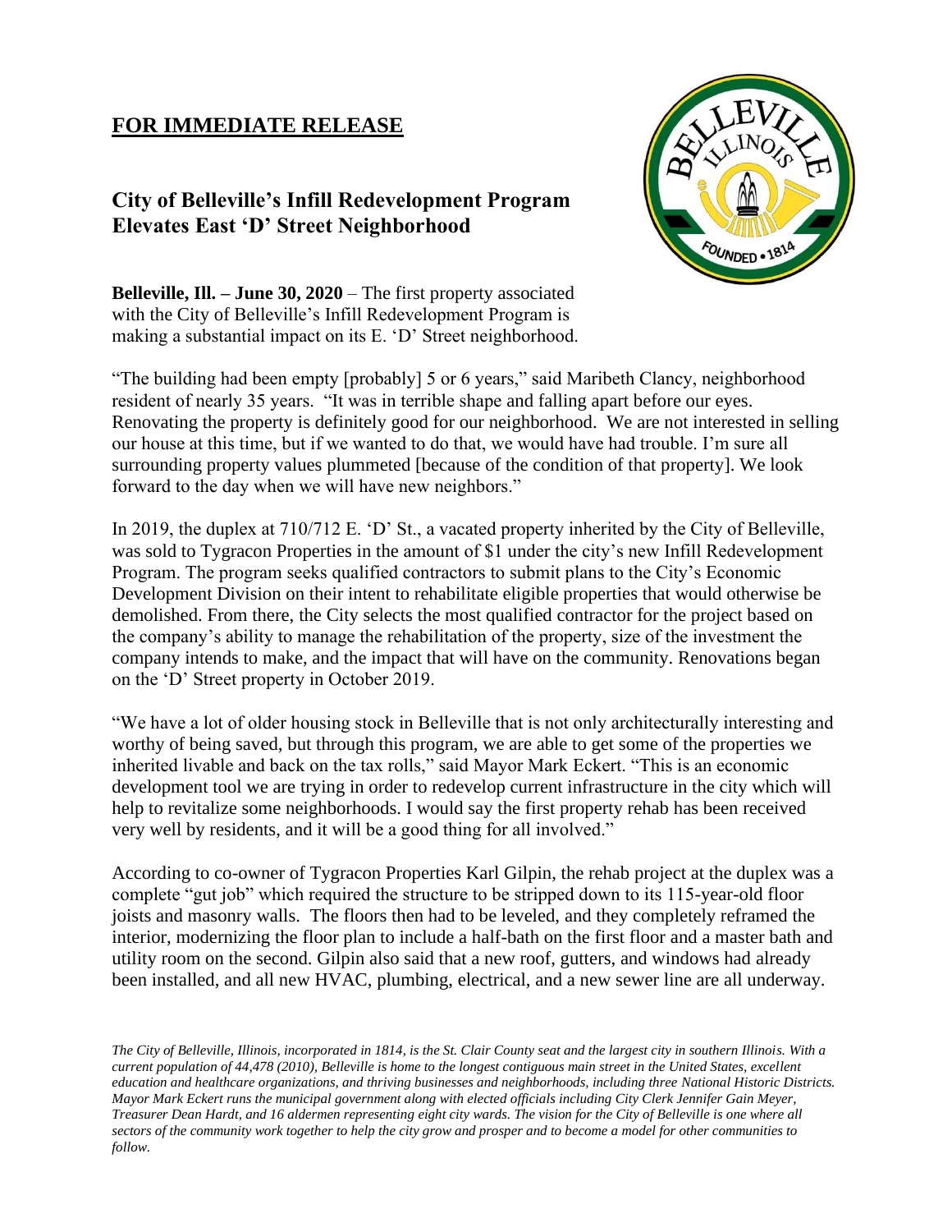**FOR IMMEDIATE RELEASE**

## City of Belleville's Infill Redevelopment Program Elevates East 'D' Street Neighborhood

**Belleville, Ill. – June 30, 2020** – The first property associated with the City of Belleville's Infill Redevelopment Program is making a substantial impact on its E. 'D' Street neighborhood.

"The building had been empty [probably] 5 or 6 years," said Maribeth Clancy, neighborhood resident of nearly 35 years. "It was in terrible shape and falling apart before our eyes. Renovating the property is definitely good for our neighborhood. We are not interested in selling our house at this time, but if we wanted to do that, we would have had trouble. I'm sure all surrounding property values plummeted [because of the condition of that property]. We look forward to the day when we will have new neighbors."

In 2019, the duplex at 710/712 E. 'D' St., a vacated property inherited by the City of Belleville, was sold to Tygracon Properties in the amount of $1 under the city's new Infill Redevelopment Program. The program seeks qualified contractors to submit plans to the City's Economic Development Division on their intent to rehabilitate eligible properties that would otherwise be demolished. From there, the City selects the most qualified contractor for the project based on the company's ability to manage the rehabilitation of the property, size of the investment the company intends to make, and the impact that will have on the community. Renovations began on the 'D' Street property in October 2019.

"We have a lot of older housing stock in Belleville that is not only architecturally interesting and worthy of being saved, but through this program, we are able to get some of the properties we inherited livable and back on the tax rolls," said Mayor Mark Eckert. "This is an economic development tool we are trying in order to redevelop current infrastructure in the city which will help to revitalize some neighborhoods. I would say the first property rehab has been received very well by residents, and it will be a good thing for all involved."

According to co-owner of Tygracon Properties Karl Gilpin, the rehab project at the duplex was a complete "gut job" which required the structure to be stripped down to its 115-year-old floor joists and masonry walls. The floors then had to be leveled, and they completely reframed the interior, modernizing the floor plan to include a half-bath on the first floor and a master bath and utility room on the second. Gilpin also said that a new roof, gutters, and windows had already been installed, and all new HVAC, plumbing, electrical, and a new sewer line are all underway.

*The City of Belleville, Illinois, incorporated in 1814, is the St. Clair County seat and the largest city in southern Illinois. With a current population of 44,478 (2010), Belleville is home to the longest contiguous main street in the United States, excellent education and healthcare organizations, and thriving businesses and neighborhoods, including three National Historic Districts. Mayor Mark Eckert runs the municipal government along with elected officials including City Clerk Jennifer Gain Meyer, Treasurer Dean Hardt, and 16 aldermen representing eight city wards. The vision for the City of Belleville is one where all sectors of the community work together to help the city grow and prosper and to become a model for other communities to follow.*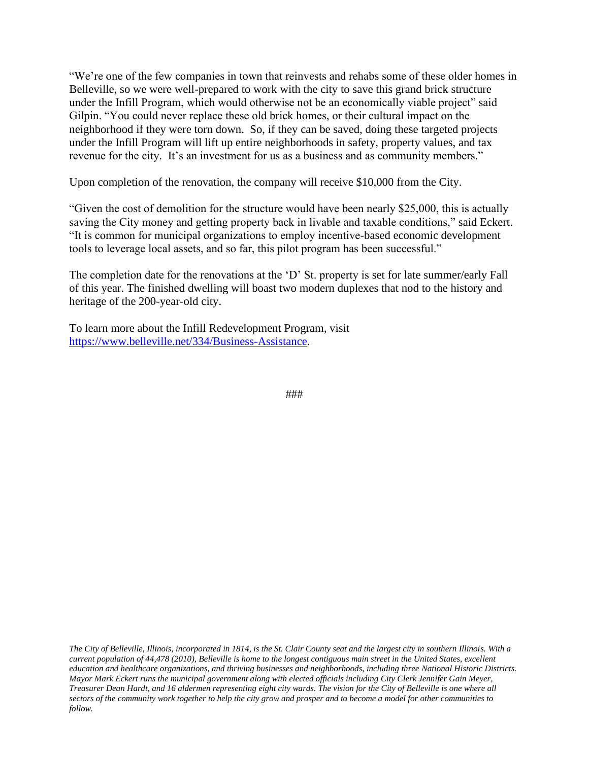"We're one of the few companies in town that reinvests and rehabs some of these older homes in Belleville, so we were well-prepared to work with the city to save this grand brick structure under the Infill Program, which would otherwise not be an economically viable project" said Gilpin. "You could never replace these old brick homes, or their cultural impact on the neighborhood if they were torn down. So, if they can be saved, doing these targeted projects under the Infill Program will lift up entire neighborhoods in safety, property values, and tax revenue for the city. It's an investment for us as a business and as community members."

Upon completion of the renovation, the company will receive $10,000 from the City.

"Given the cost of demolition for the structure would have been nearly $25,000, this is actually saving the City money and getting property back in livable and taxable conditions," said Eckert. "It is common for municipal organizations to employ incentive-based economic development tools to leverage local assets, and so far, this pilot program has been successful."

The completion date for the renovations at the 'D' St. property is set for late summer/early Fall of this year. The finished dwelling will boast two modern duplexes that nod to the history and heritage of the 200-year-old city.

To learn more about the Infill Redevelopment Program, visit [https://www.belleville.net/334/Business-Assistance](https://www.belleville.net/334/Business-Assistance).

###

*The City of Belleville, Illinois, incorporated in 1814, is the St. Clair County seat and the largest city in southern Illinois. With a current population of 44,478 (2010), Belleville is home to the longest contiguous main street in the United States, excellent education and healthcare organizations, and thriving businesses and neighborhoods, including three National Historic Districts. Mayor Mark Eckert runs the municipal government along with elected officials including City Clerk Jennifer Gain Meyer, Treasurer Dean Hardt, and 16 aldermen representing eight city wards. The vision for the City of Belleville is one where all sectors of the community work together to help the city grow and prosper and to become a model for other communities to follow.*